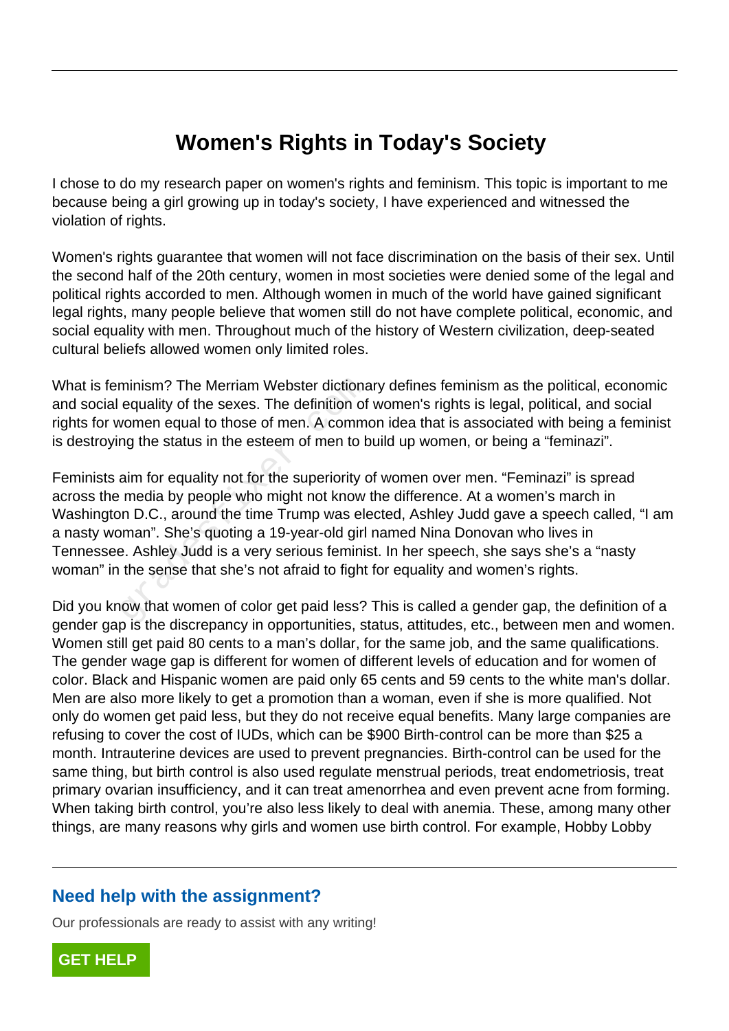# Women's Rights in Today's Society

I chose to do my research paper on women's rights and feminism. This topic is important to me because being a girl growing up in today's society, I have experienced and witnessed the violation of rights.

Women's rights guarantee that women will not face discrimination on the basis of their sex. Until the second half of the 20th century, women in most societies were denied some of the legal and political rights accorded to men. Although women in much of the world have gained significant legal rights, many people believe that women still do not have complete political, economic, and social equality with men. Throughout much of the history of Western civilization, deep-seated cultural beliefs allowed women only limited roles.

What is feminism? The Merriam Webster dictionary defines feminism as the political, economic and social equality of the sexes. The definition of women's rights is legal, political, and social rights for women equal to those of men. A common idea that is associated with being a feminist is destroying the status in the esteem of men to build up women, or being a "feminazi".

Feminists aim for equality not for the superiority of women over men. "Feminazi" is spread across the media by people who might not know the difference. At a women's march in Washington D.C., around the time Trump was elected, Ashley Judd gave a speech called, "I am a nasty woman". She's quoting a 19-year-old girl named Nina Donovan who lives in Tennessee. Ashley Judd is a very serious feminist. In her speech, she says she's a "nasty woman" in the sense that she's not afraid to fight for equality and women's rights.

Did you know that women of color get paid less? This is called a gender gap, the definition of a gender gap is the discrepancy in opportunities, status, attitudes, etc., between men and women. Women still get paid 80 cents to a man's dollar, for the same job, and the same qualifications. The gender wage gap is different for women of different levels of education and for women of color. Black and Hispanic women are paid only 65 cents and 59 cents to the white man's dollar. Men are also more likely to get a promotion than a woman, even if she is more qualified. Not only do women get paid less, but they do not receive equal benefits. Many large companies are refusing to cover the cost of IUDs, which can be $900 Birth-control can be more than $25 a month. Intrauterine devices are used to prevent pregnancies. Birth-control can be used for the same thing, but birth control is also used regulate menstrual periods, treat endometriosis, treat primary ovarian insufficiency, and it can treat amenorrhea and even prevent acne from forming. When taking birth control, you're also less likely to deal with anemia. These, among many other things, are many reasons why girls and women use birth control. For example, Hobby Lobby

## Need help with the assignment?

Our professionals are ready to assist with any writing!

GET HELP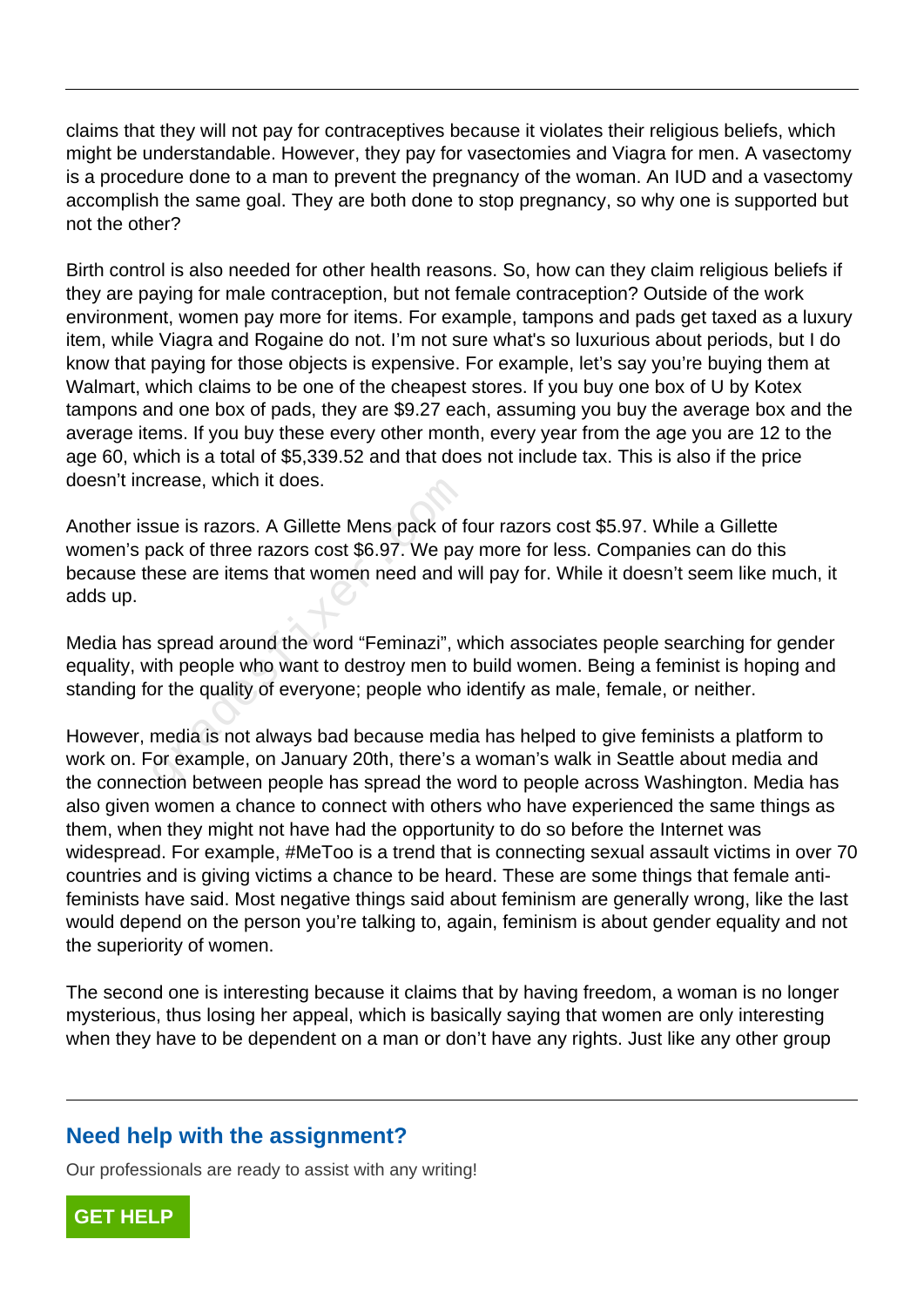claims that they will not pay for contraceptives because it violates their religious beliefs, which might be understandable. However, they pay for vasectomies and Viagra for men. A vasectomy is a procedure done to a man to prevent the pregnancy of the woman. An IUD and a vasectomy accomplish the same goal. They are both done to stop pregnancy, so why one is supported but not the other?

Birth control is also needed for other health reasons. So, how can they claim religious beliefs if they are paying for male contraception, but not female contraception? Outside of the work environment, women pay more for items. For example, tampons and pads get taxed as a luxury item, while Viagra and Rogaine do not. I'm not sure what's so luxurious about periods, but I do know that paying for those objects is expensive. For example, let's say you're buying them at Walmart, which claims to be one of the cheapest stores. If you buy one box of U by Kotex tampons and one box of pads, they are $9.27 each, assuming you buy the average box and the average items. If you buy these every other month, every year from the age you are 12 to the age 60, which is a total of $5,339.52 and that does not include tax. This is also if the price doesn't increase, which it does.

Another issue is razors. A Gillette Mens pack of four razors cost $5.97. While a Gillette women's pack of three razors cost $6.97. We pay more for less. Companies can do this because these are items that women need and will pay for. While it doesn't seem like much, it adds up.

Media has spread around the word "Feminazi", which associates people searching for gender equality, with people who want to destroy men to build women. Being a feminist is hoping and standing for the quality of everyone; people who identify as male, female, or neither.

However, media is not always bad because media has helped to give feminists a platform to work on. For example, on January 20th, there's a woman's walk in Seattle about media and the connection between people has spread the word to people across Washington. Media has also given women a chance to connect with others who have experienced the same things as them, when they might not have had the opportunity to do so before the Internet was widespread. For example, #MeToo is a trend that is connecting sexual assault victims in over 70 countries and is giving victims a chance to be heard. These are some things that female anti-feminists have said. Most negative things said about feminism are generally wrong, like the last would depend on the person you're talking to, again, feminism is about gender equality and not the superiority of women.

The second one is interesting because it claims that by having freedom, a woman is no longer mysterious, thus losing her appeal, which is basically saying that women are only interesting when they have to be dependent on a man or don't have any rights. Just like any other group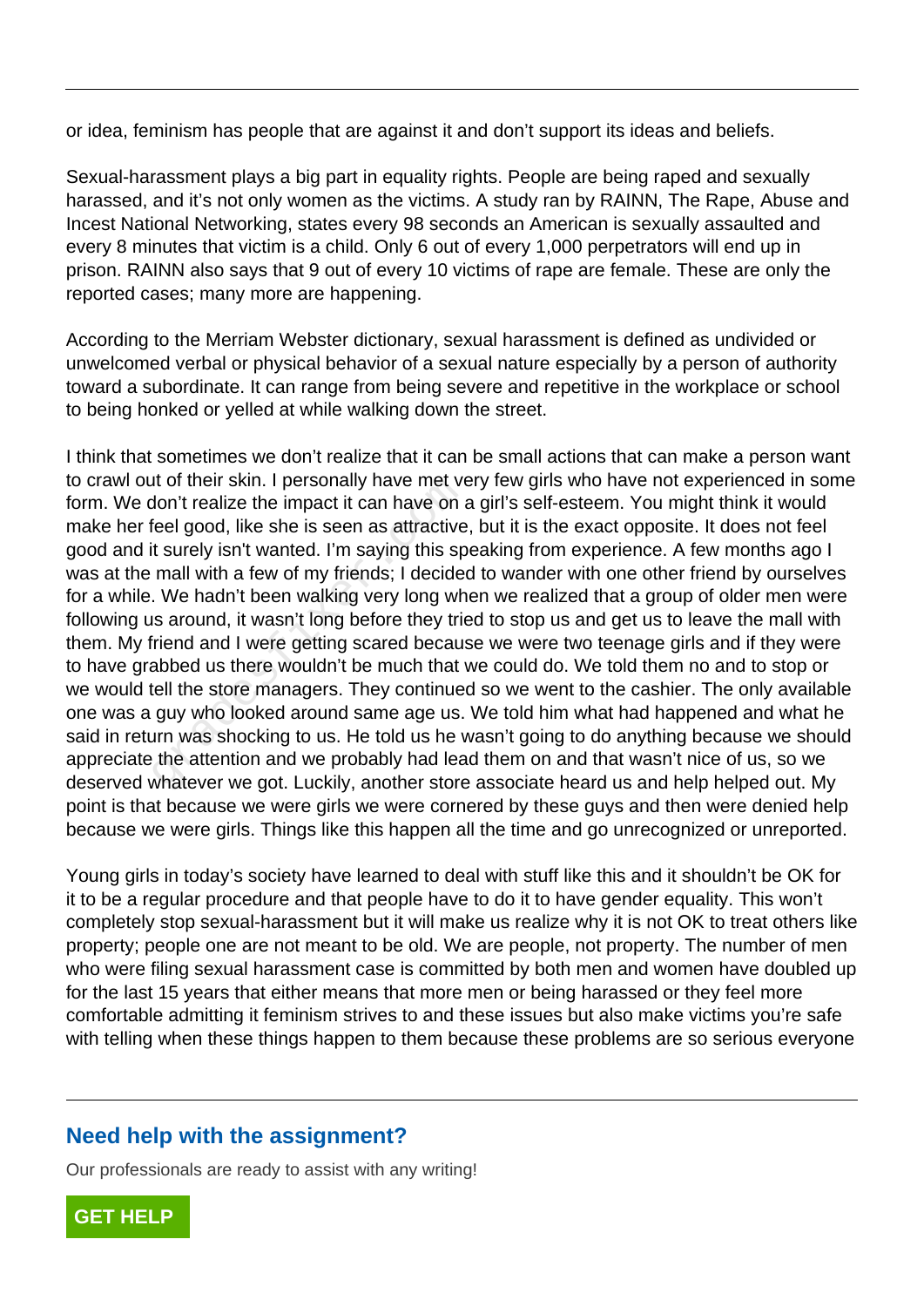or idea, feminism has people that are against it and don't support its ideas and beliefs.

Sexual-harassment plays a big part in equality rights. People are being raped and sexually harassed, and it's not only women as the victims. A study ran by RAINN, The Rape, Abuse and Incest National Networking, states every 98 seconds an American is sexually assaulted and every 8 minutes that victim is a child. Only 6 out of every 1,000 perpetrators will end up in prison. RAINN also says that 9 out of every 10 victims of rape are female. These are only the reported cases; many more are happening.

According to the Merriam Webster dictionary, sexual harassment is defined as undivided or unwelcomed verbal or physical behavior of a sexual nature especially by a person of authority toward a subordinate. It can range from being severe and repetitive in the workplace or school to being honked or yelled at while walking down the street.

I think that sometimes we don't realize that it can be small actions that can make a person want to crawl out of their skin. I personally have met very few girls who have not experienced in some form. We don't realize the impact it can have on a girl's self-esteem. You might think it would make her feel good, like she is seen as attractive, but it is the exact opposite. It does not feel good and it surely isn't wanted. I'm saying this speaking from experience. A few months ago I was at the mall with a few of my friends; I decided to wander with one other friend by ourselves for a while. We hadn't been walking very long when we realized that a group of older men were following us around, it wasn't long before they tried to stop us and get us to leave the mall with them. My friend and I were getting scared because we were two teenage girls and if they were to have grabbed us there wouldn't be much that we could do. We told them no and to stop or we would tell the store managers. They continued so we went to the cashier. The only available one was a guy who looked around same age us. We told him what had happened and what he said in return was shocking to us. He told us he wasn't going to do anything because we should appreciate the attention and we probably had lead them on and that wasn't nice of us, so we deserved whatever we got. Luckily, another store associate heard us and help helped out. My point is that because we were girls we were cornered by these guys and then were denied help because we were girls. Things like this happen all the time and go unrecognized or unreported.

Young girls in today's society have learned to deal with stuff like this and it shouldn't be OK for it to be a regular procedure and that people have to do it to have gender equality. This won't completely stop sexual-harassment but it will make us realize why it is not OK to treat others like property; people one are not meant to be old. We are people, not property. The number of men who were filing sexual harassment case is committed by both men and women have doubled up for the last 15 years that either means that more men or being harassed or they feel more comfortable admitting it feminism strives to and these issues but also make victims you're safe with telling when these things happen to them because these problems are so serious everyone

## Need help with the assignment?

Our professionals are ready to assist with any writing!

GET HELP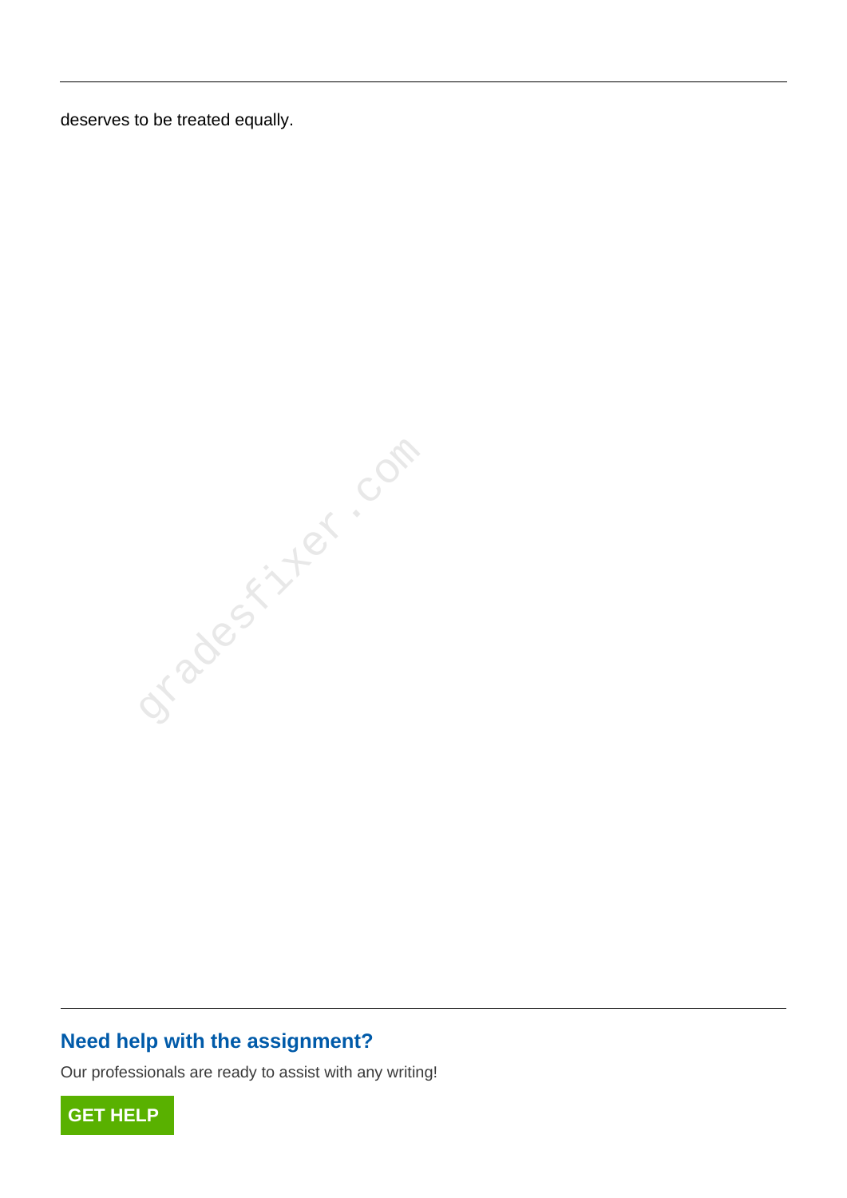deserves to be treated equally.

## Need help with the assignment?

Our professionals are ready to assist with any writing!

**GET HELP**